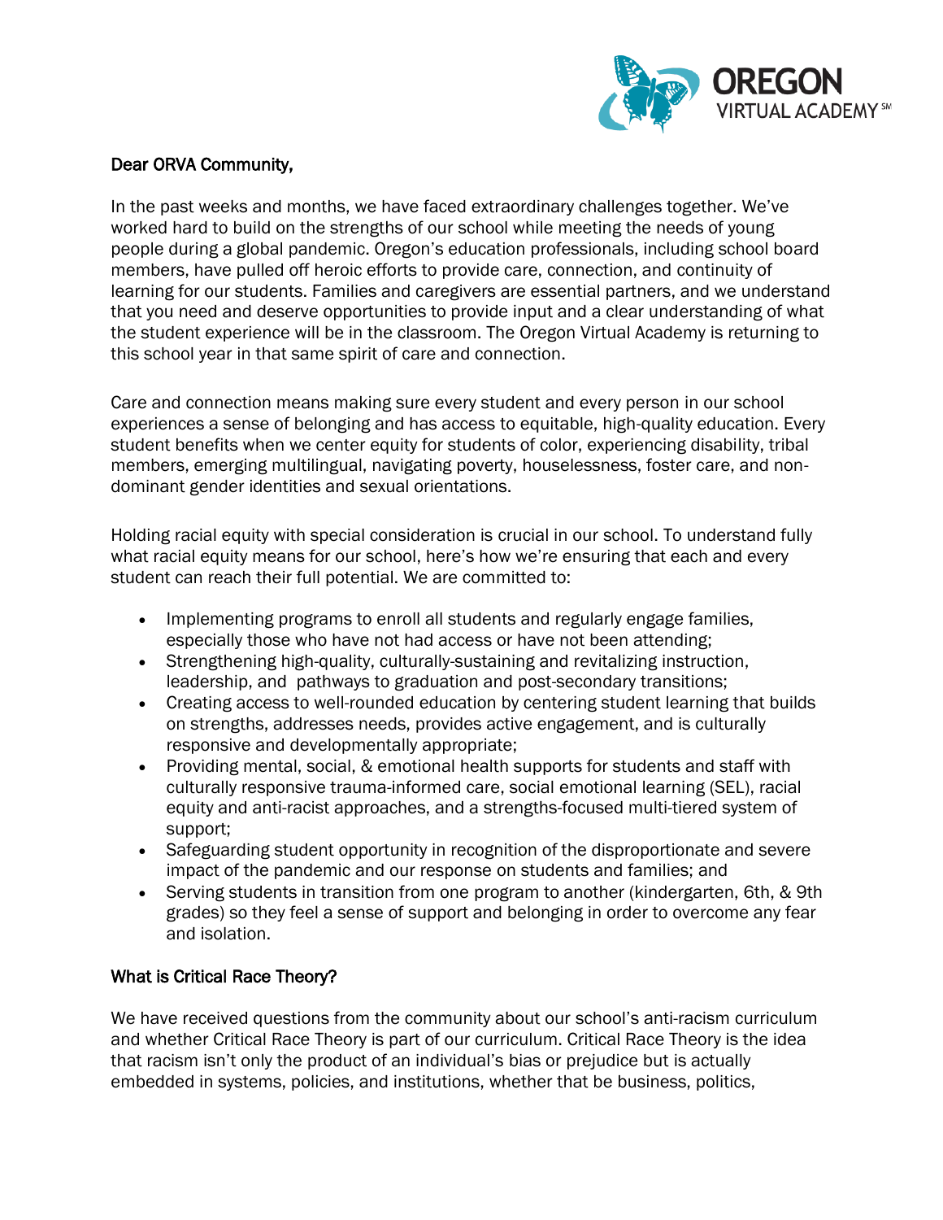Dear ORVA Community,

In the past weeks and months, we have faced extraordinary challenges together. We've worked hard to build on the strengths of our school while meeting the needs of young people during a global pandemic. Oregon's education professionals, including school board members, have pulled off heroic efforts to provide care, connection, and continuity of learning for our students. Families and caregivers are essential partners, and we understand that you need and deserve opportunities to provide input and a clear understanding of what the student experience will be in the classroom. The Oregon Virtual Academy is returning to this school year in that same spirit of care and connection.

Care and connection means making sure every student and every person in our school experiences a sense of belonging and has access to equitable, high-quality education. Every student benefits when we center equity for students of color, experiencing disability, tribal members, emerging multilingual, navigating poverty, houselessness, foster care, and non-dominant gender identities and sexual orientations.

Holding racial equity with special consideration is crucial in our school. To understand fully what racial equity means for our school, here's how we're ensuring that each and every student can reach their full potential. We are committed to:

- Implementing programs to enroll all students and regularly engage families, especially those who have not had access or have not been attending;
- Strengthening high-quality, culturally-sustaining and revitalizing instruction, leadership, and pathways to graduation and post-secondary transitions;
- Creating access to well-rounded education by centering student learning that builds on strengths, addresses needs, provides active engagement, and is culturally responsive and developmentally appropriate;
- Providing mental, social, & emotional health supports for students and staff with culturally responsive trauma-informed care, social emotional learning (SEL), racial equity and anti-racist approaches, and a strengths-focused multi-tiered system of support;
- Safeguarding student opportunity in recognition of the disproportionate and severe impact of the pandemic and our response on students and families; and
- Serving students in transition from one program to another (kindergarten, 6th, & 9th grades) so they feel a sense of support and belonging in order to overcome any fear and isolation.

## What is Critical Race Theory?

We have received questions from the community about our school's anti-racism curriculum and whether Critical Race Theory is part of our curriculum. Critical Race Theory is the idea that racism isn't only the product of an individual's bias or prejudice but is actually embedded in systems, policies, and institutions, whether that be business, politics,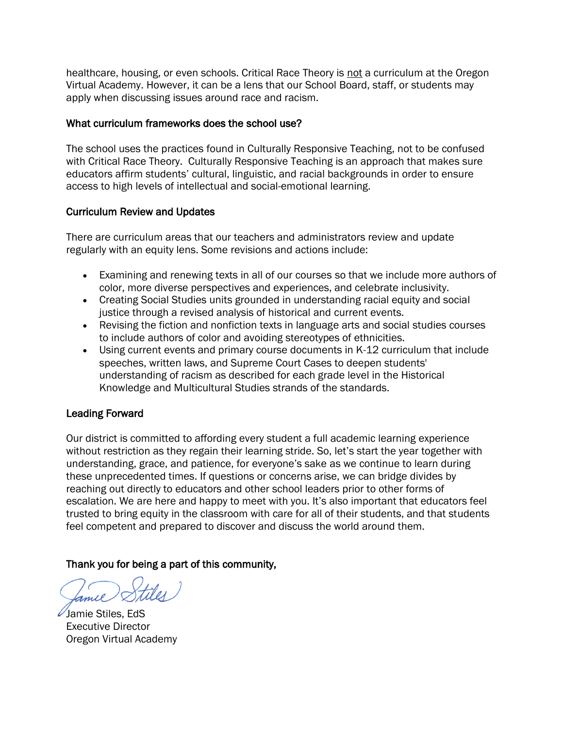healthcare, housing, or even schools. Critical Race Theory is <u>not</u> a curriculum at the Oregon Virtual Academy. However, it can be a lens that our School Board, staff, or students may apply when discussing issues around race and racism.

### What curriculum frameworks does the school use?

The school uses the practices found in Culturally Responsive Teaching, not to be confused with Critical Race Theory. Culturally Responsive Teaching is an approach that makes sure educators affirm students' cultural, linguistic, and racial backgrounds in order to ensure access to high levels of intellectual and social-emotional learning.

### Curriculum Review and Updates

There are curriculum areas that our teachers and administrators review and update regularly with an equity lens. Some revisions and actions include:

- Examining and renewing texts in all of our courses so that we include more authors of color, more diverse perspectives and experiences, and celebrate inclusivity.
- Creating Social Studies units grounded in understanding racial equity and social justice through a revised analysis of historical and current events.
- Revising the fiction and nonfiction texts in language arts and social studies courses to include authors of color and avoiding stereotypes of ethnicities.
- Using current events and primary course documents in K-12 curriculum that include speeches, written laws, and Supreme Court Cases to deepen students' understanding of racism as described for each grade level in the Historical Knowledge and Multicultural Studies strands of the standards.

### Leading Forward

Our district is committed to affording every student a full academic learning experience without restriction as they regain their learning stride. So, let's start the year together with understanding, grace, and patience, for everyone's sake as we continue to learn during these unprecedented times. If questions or concerns arise, we can bridge divides by reaching out directly to educators and other school leaders prior to other forms of escalation. We are here and happy to meet with you. It's also important that educators feel trusted to bring equity in the classroom with care for all of their students, and that students feel competent and prepared to discover and discuss the world around them.

Thank you for being a part of this community,

Jamie Stiles, EdS
Executive Director
Oregon Virtual Academy